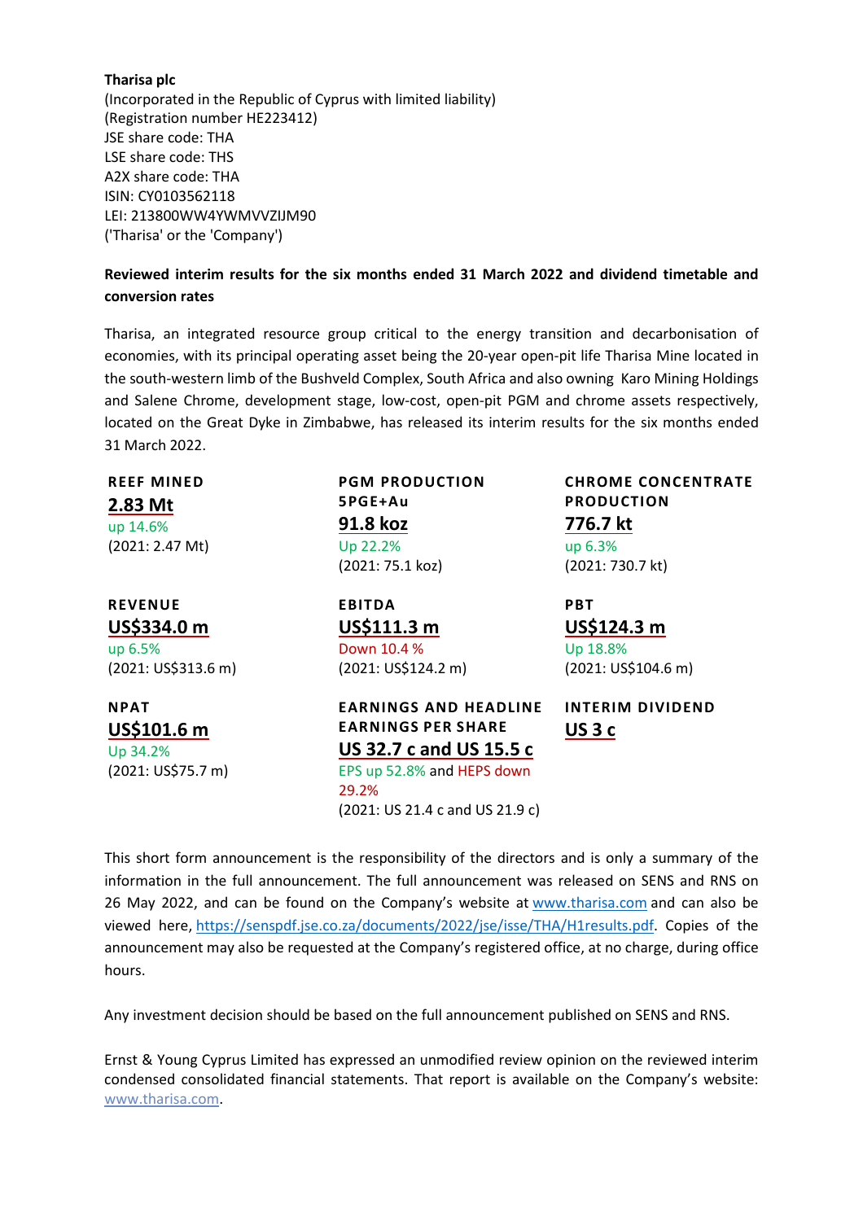**Tharisa plc**
(Incorporated in the Republic of Cyprus with limited liability)
(Registration number HE223412)
JSE share code: THA
LSE share code: THS
A2X share code: THA
ISIN: CY0103562118
LEI: 213800WW4YWMVVZIJM90
('Tharisa' or the 'Company')

**Reviewed interim results for the six months ended 31 March 2022 and dividend timetable and conversion rates**

Tharisa, an integrated resource group critical to the energy transition and decarbonisation of economies, with its principal operating asset being the 20-year open-pit life Tharisa Mine located in the south-western limb of the Bushveld Complex, South Africa and also owning Karo Mining Holdings and Salene Chrome, development stage, low-cost, open-pit PGM and chrome assets respectively, located on the Great Dyke in Zimbabwe, has released its interim results for the six months ended 31 March 2022.

**REEF MINED**
**2.83 Mt**
up 14.6%
(2021: 2.47 Mt)

**PGM PRODUCTION 5PGE+Au**
**91.8 koz**
Up 22.2%
(2021: 75.1 koz)

**CHROME CONCENTRATE PRODUCTION**
**776.7 kt**
up 6.3%
(2021: 730.7 kt)

**REVENUE**
**US$334.0 m**
up 6.5%
(2021: US$313.6 m)

**EBITDA**
**US$111.3 m**
Down 10.4 %
(2021: US$124.2 m)

**PBT**
**US$124.3 m**
Up 18.8%
(2021: US$104.6 m)

**NPAT**
**US$101.6 m**
Up 34.2%
(2021: US$75.7 m)

**EARNINGS AND HEADLINE EARNINGS PER SHARE**
**US 32.7 c and US 15.5 c**
EPS up 52.8% and HEPS down 29.2%
(2021: US 21.4 c and US 21.9 c)

**INTERIM DIVIDEND**
**US 3 c**

This short form announcement is the responsibility of the directors and is only a summary of the information in the full announcement. The full announcement was released on SENS and RNS on 26 May 2022, and can be found on the Company's website at www.tharisa.com and can also be viewed here, https://senspdf.jse.co.za/documents/2022/jse/isse/THA/H1results.pdf. Copies of the announcement may also be requested at the Company's registered office, at no charge, during office hours.

Any investment decision should be based on the full announcement published on SENS and RNS.

Ernst & Young Cyprus Limited has expressed an unmodified review opinion on the reviewed interim condensed consolidated financial statements. That report is available on the Company's website: www.tharisa.com.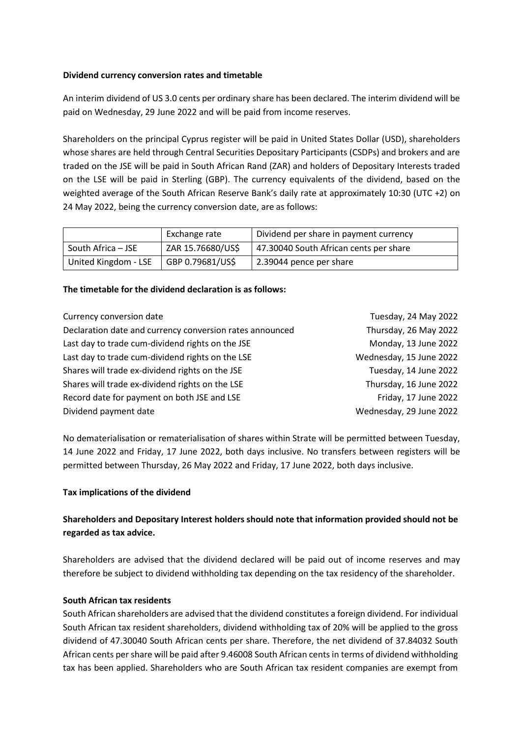**Dividend currency conversion rates and timetable**

An interim dividend of US 3.0 cents per ordinary share has been declared. The interim dividend will be paid on Wednesday, 29 June 2022 and will be paid from income reserves.

Shareholders on the principal Cyprus register will be paid in United States Dollar (USD), shareholders whose shares are held through Central Securities Depositary Participants (CSDPs) and brokers and are traded on the JSE will be paid in South African Rand (ZAR) and holders of Depositary Interests traded on the LSE will be paid in Sterling (GBP). The currency equivalents of the dividend, based on the weighted average of the South African Reserve Bank's daily rate at approximately 10:30 (UTC +2) on 24 May 2022, being the currency conversion date, are as follows:

| | Exchange rate | Dividend per share in payment currency |
|---|---|---|
| South Africa – JSE | ZAR 15.76680/US$ | 47.30040 South African cents per share |
| United Kingdom - LSE | GBP 0.79681/US$ | 2.39044 pence per share |

**The timetable for the dividend declaration is as follows:**

| | |
|---|---|
| Currency conversion date | Tuesday, 24 May 2022 |
| Declaration date and currency conversion rates announced | Thursday, 26 May 2022 |
| Last day to trade cum-dividend rights on the JSE | Monday, 13 June 2022 |
| Last day to trade cum-dividend rights on the LSE | Wednesday, 15 June 2022 |
| Shares will trade ex-dividend rights on the JSE | Tuesday, 14 June 2022 |
| Shares will trade ex-dividend rights on the LSE | Thursday, 16 June 2022 |
| Record date for payment on both JSE and LSE | Friday, 17 June 2022 |
| Dividend payment date | Wednesday, 29 June 2022 |

No dematerialisation or rematerialisation of shares within Strate will be permitted between Tuesday, 14 June 2022 and Friday, 17 June 2022, both days inclusive. No transfers between registers will be permitted between Thursday, 26 May 2022 and Friday, 17 June 2022, both days inclusive.

**Tax implications of the dividend**

**Shareholders and Depositary Interest holders should note that information provided should not be regarded as tax advice.**

Shareholders are advised that the dividend declared will be paid out of income reserves and may therefore be subject to dividend withholding tax depending on the tax residency of the shareholder.

**South African tax residents**

South African shareholders are advised that the dividend constitutes a foreign dividend. For individual South African tax resident shareholders, dividend withholding tax of 20% will be applied to the gross dividend of 47.30040 South African cents per share. Therefore, the net dividend of 37.84032 South African cents per share will be paid after 9.46008 South African cents in terms of dividend withholding tax has been applied. Shareholders who are South African tax resident companies are exempt from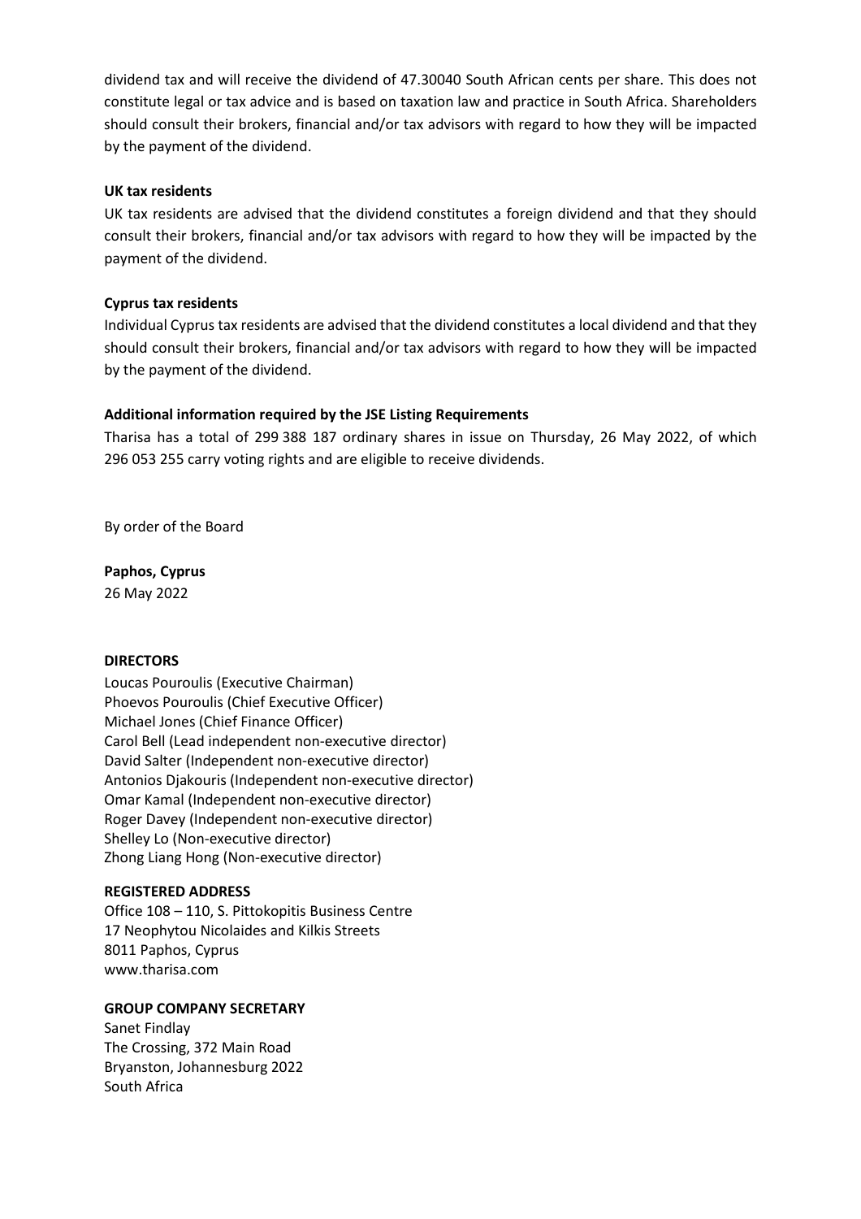dividend tax and will receive the dividend of 47.30040 South African cents per share. This does not constitute legal or tax advice and is based on taxation law and practice in South Africa. Shareholders should consult their brokers, financial and/or tax advisors with regard to how they will be impacted by the payment of the dividend.

**UK tax residents**

UK tax residents are advised that the dividend constitutes a foreign dividend and that they should consult their brokers, financial and/or tax advisors with regard to how they will be impacted by the payment of the dividend.

**Cyprus tax residents**

Individual Cyprus tax residents are advised that the dividend constitutes a local dividend and that they should consult their brokers, financial and/or tax advisors with regard to how they will be impacted by the payment of the dividend.

**Additional information required by the JSE Listing Requirements**

Tharisa has a total of 299 388 187 ordinary shares in issue on Thursday, 26 May 2022, of which 296 053 255 carry voting rights and are eligible to receive dividends.

By order of the Board

**Paphos, Cyprus**
26 May 2022

**DIRECTORS**

Loucas Pouroulis (Executive Chairman)
Phoevos Pouroulis (Chief Executive Officer)
Michael Jones (Chief Finance Officer)
Carol Bell (Lead independent non-executive director)
David Salter (Independent non-executive director)
Antonios Djakouris (Independent non-executive director)
Omar Kamal (Independent non-executive director)
Roger Davey (Independent non-executive director)
Shelley Lo (Non-executive director)
Zhong Liang Hong (Non-executive director)

**REGISTERED ADDRESS**

Office 108 – 110, S. Pittokopitis Business Centre
17 Neophytou Nicolaides and Kilkis Streets
8011 Paphos, Cyprus
www.tharisa.com

**GROUP COMPANY SECRETARY**

Sanet Findlay
The Crossing, 372 Main Road
Bryanston, Johannesburg 2022
South Africa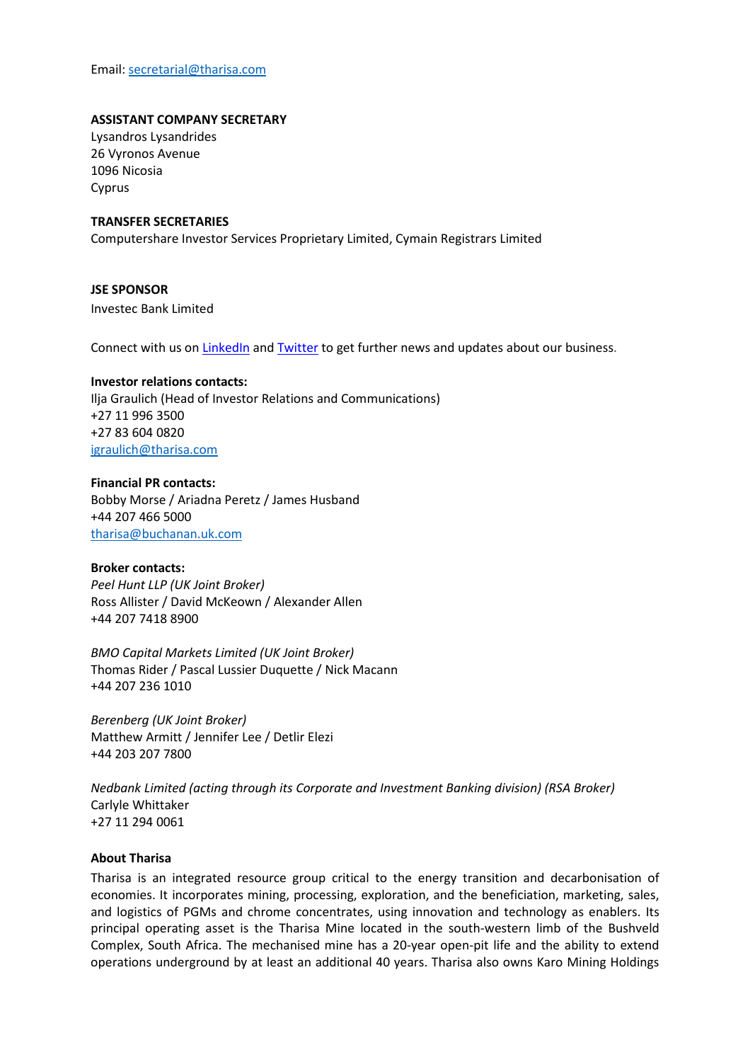Email: [secretarial@tharisa.com](mailto:secretarial@tharisa.com)

**ASSISTANT COMPANY SECRETARY**
Lysandros Lysandrides
26 Vyronos Avenue
1096 Nicosia
Cyprus

**TRANSFER SECRETARIES**
Computershare Investor Services Proprietary Limited, Cymain Registrars Limited

**JSE SPONSOR**
Investec Bank Limited

Connect with us on [LinkedIn]() and [Twitter]() to get further news and updates about our business.

**Investor relations contacts:**
Ilja Graulich (Head of Investor Relations and Communications)
+27 11 996 3500
+27 83 604 0820
[igraulich@tharisa.com](mailto:igraulich@tharisa.com)

**Financial PR contacts:**
Bobby Morse / Ariadna Peretz / James Husband
+44 207 466 5000
[tharisa@buchanan.uk.com](mailto:tharisa@buchanan.uk.com)

**Broker contacts:**
*Peel Hunt LLP (UK Joint Broker)*
Ross Allister / David McKeown / Alexander Allen
+44 207 7418 8900

*BMO Capital Markets Limited (UK Joint Broker)*
Thomas Rider / Pascal Lussier Duquette / Nick Macann
+44 207 236 1010

*Berenberg (UK Joint Broker)*
Matthew Armitt / Jennifer Lee / Detlir Elezi
+44 203 207 7800

*Nedbank Limited (acting through its Corporate and Investment Banking division) (RSA Broker)*
Carlyle Whittaker
+27 11 294 0061

**About Tharisa**

Tharisa is an integrated resource group critical to the energy transition and decarbonisation of economies. It incorporates mining, processing, exploration, and the beneficiation, marketing, sales, and logistics of PGMs and chrome concentrates, using innovation and technology as enablers. Its principal operating asset is the Tharisa Mine located in the south-western limb of the Bushveld Complex, South Africa. The mechanised mine has a 20-year open-pit life and the ability to extend operations underground by at least an additional 40 years. Tharisa also owns Karo Mining Holdings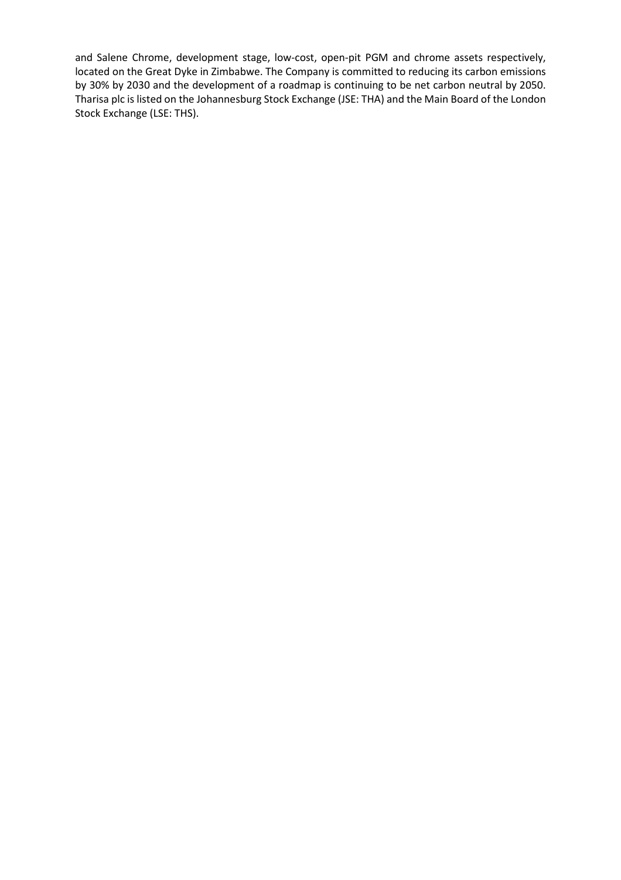and Salene Chrome, development stage, low-cost, open-pit PGM and chrome assets respectively, located on the Great Dyke in Zimbabwe. The Company is committed to reducing its carbon emissions by 30% by 2030 and the development of a roadmap is continuing to be net carbon neutral by 2050. Tharisa plc is listed on the Johannesburg Stock Exchange (JSE: THA) and the Main Board of the London Stock Exchange (LSE: THS).